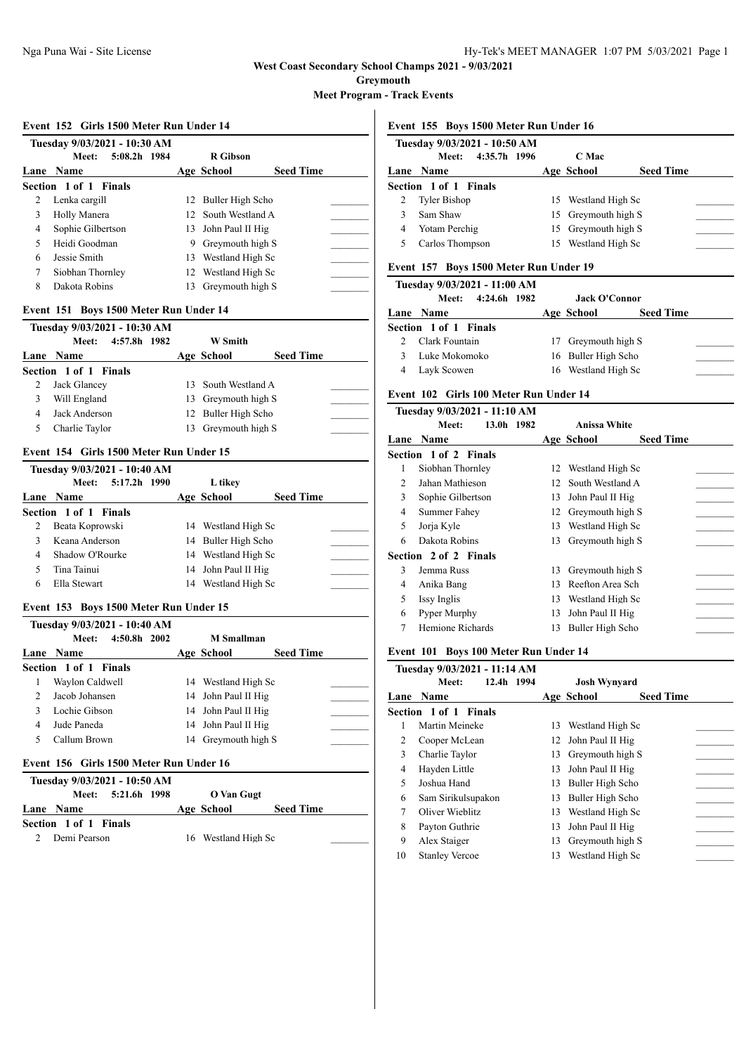West Coast Secondary School Champs 2021 - 9/03/2021

Greymouth

Meet Program - Track Events

### Event 152 Girls 1500 Meter Run Under 14

Tuesday 9/03/2021 - 10:30 AM

Meet: 5:08.2h 1984 R Gibson

| Lane | Name | Age | School | Seed Time |
|---|---|---|---|---|
| **Section 1 of 1 Finals** | | | | |
| 2 | Lenka cargill | 12 | Buller High Scho | ________ |
| 3 | Holly Manera | 12 | South Westland A | ________ |
| 4 | Sophie Gilbertson | 13 | John Paul II Hig | ________ |
| 5 | Heidi Goodman | 9 | Greymouth high S | ________ |
| 6 | Jessie Smith | 13 | Westland High Sc | ________ |
| 7 | Siobhan Thornley | 12 | Westland High Sc | ________ |
| 8 | Dakota Robins | 13 | Greymouth high S | ________ |

### Event 151 Boys 1500 Meter Run Under 14

Tuesday 9/03/2021 - 10:30 AM

Meet: 4:57.8h 1982 W Smith

| Lane | Name | Age | School | Seed Time |
|---|---|---|---|---|
| **Section 1 of 1 Finals** | | | | |
| 2 | Jack Glancey | 13 | South Westland A | ________ |
| 3 | Will England | 13 | Greymouth high S | ________ |
| 4 | Jack Anderson | 12 | Buller High Scho | ________ |
| 5 | Charlie Taylor | 13 | Greymouth high S | ________ |

### Event 154 Girls 1500 Meter Run Under 15

Tuesday 9/03/2021 - 10:40 AM

Meet: 5:17.2h 1990 L tikey

| Lane | Name | Age | School | Seed Time |
|---|---|---|---|---|
| **Section 1 of 1 Finals** | | | | |
| 2 | Beata Koprowski | 14 | Westland High Sc | ________ |
| 3 | Keana Anderson | 14 | Buller High Scho | ________ |
| 4 | Shadow O'Rourke | 14 | Westland High Sc | ________ |
| 5 | Tina Tainui | 14 | John Paul II Hig | ________ |
| 6 | Ella Stewart | 14 | Westland High Sc | ________ |

### Event 153 Boys 1500 Meter Run Under 15

Tuesday 9/03/2021 - 10:40 AM

Meet: 4:50.8h 2002 M Smallman

| Lane | Name | Age | School | Seed Time |
|---|---|---|---|---|
| **Section 1 of 1 Finals** | | | | |
| 1 | Waylon Caldwell | 14 | Westland High Sc | ________ |
| 2 | Jacob Johansen | 14 | John Paul II Hig | ________ |
| 3 | Lochie Gibson | 14 | John Paul II Hig | ________ |
| 4 | Jude Paneda | 14 | John Paul II Hig | ________ |
| 5 | Callum Brown | 14 | Greymouth high S | ________ |

### Event 156 Girls 1500 Meter Run Under 16

Tuesday 9/03/2021 - 10:50 AM

Meet: 5:21.6h 1998 O Van Gugt

| Lane | Name | Age | School | Seed Time |
|---|---|---|---|---|
| **Section 1 of 1 Finals** | | | | |
| 2 | Demi Pearson | 16 | Westland High Sc | ________ |

### Event 155 Boys 1500 Meter Run Under 16

Tuesday 9/03/2021 - 10:50 AM

Meet: 4:35.7h 1996 C Mac

| Lane | Name | Age | School | Seed Time |
|---|---|---|---|---|
| **Section 1 of 1 Finals** | | | | |
| 2 | Tyler Bishop | 15 | Westland High Sc | ________ |
| 3 | Sam Shaw | 15 | Greymouth high S | ________ |
| 4 | Yotam Perchig | 15 | Greymouth high S | ________ |
| 5 | Carlos Thompson | 15 | Westland High Sc | ________ |

### Event 157 Boys 1500 Meter Run Under 19

Tuesday 9/03/2021 - 11:00 AM

Meet: 4:24.6h 1982 Jack O'Connor

| Lane | Name | Age | School | Seed Time |
|---|---|---|---|---|
| **Section 1 of 1 Finals** | | | | |
| 2 | Clark Fountain | 17 | Greymouth high S | ________ |
| 3 | Luke Mokomoko | 16 | Buller High Scho | ________ |
| 4 | Layk Scowen | 16 | Westland High Sc | ________ |

### Event 102 Girls 100 Meter Run Under 14

Tuesday 9/03/2021 - 11:10 AM

Meet: 13.0h 1982 Anissa White

| Lane | Name | Age | School | Seed Time |
|---|---|---|---|---|
| **Section 1 of 2 Finals** | | | | |
| 1 | Siobhan Thornley | 12 | Westland High Sc | ________ |
| 2 | Jahan Mathieson | 12 | South Westland A | ________ |
| 3 | Sophie Gilbertson | 13 | John Paul II Hig | ________ |
| 4 | Summer Fahey | 12 | Greymouth high S | ________ |
| 5 | Jorja Kyle | 13 | Westland High Sc | ________ |
| 6 | Dakota Robins | 13 | Greymouth high S | ________ |
| **Section 2 of 2 Finals** | | | | |
| 3 | Jemma Russ | 13 | Greymouth high S | ________ |
| 4 | Anika Bang | 13 | Reefton Area Sch | ________ |
| 5 | Issy Inglis | 13 | Westland High Sc | ________ |
| 6 | Pyper Murphy | 13 | John Paul II Hig | ________ |
| 7 | Hemione Richards | 13 | Buller High Scho | ________ |

### Event 101 Boys 100 Meter Run Under 14

Tuesday 9/03/2021 - 11:14 AM

Meet: 12.4h 1994 Josh Wynyard

| Lane | Name | Age | School | Seed Time |
|---|---|---|---|---|
| **Section 1 of 1 Finals** | | | | |
| 1 | Martin Meineke | 13 | Westland High Sc | ________ |
| 2 | Cooper McLean | 12 | John Paul II Hig | ________ |
| 3 | Charlie Taylor | 13 | Greymouth high S | ________ |
| 4 | Hayden Little | 13 | John Paul II Hig | ________ |
| 5 | Joshua Hand | 13 | Buller High Scho | ________ |
| 6 | Sam Sirikulsupakon | 13 | Buller High Scho | ________ |
| 7 | Oliver Wieblitz | 13 | Westland High Sc | ________ |
| 8 | Payton Guthrie | 13 | John Paul II Hig | ________ |
| 9 | Alex Staiger | 13 | Greymouth high S | ________ |
| 10 | Stanley Vercoe | 13 | Westland High Sc | ________ |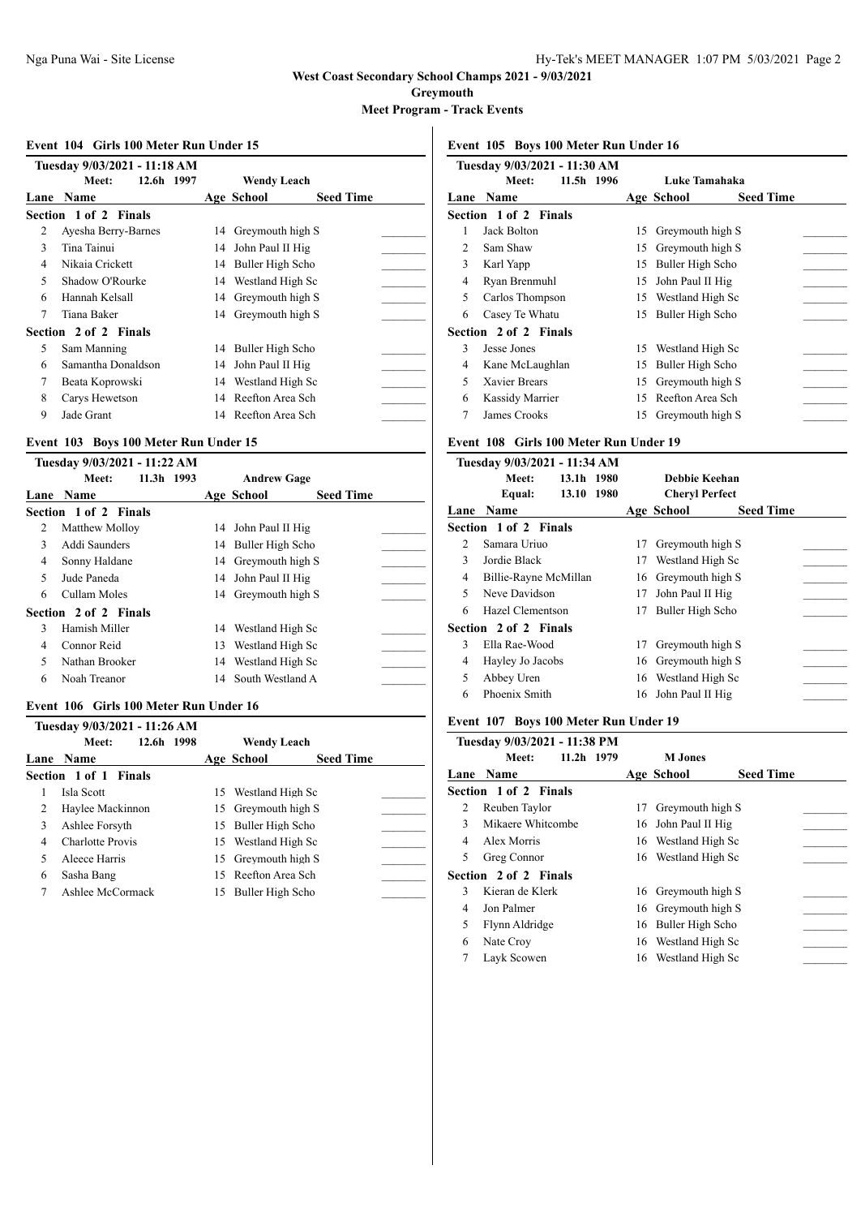# West Coast Secondary School Champs 2021 - 9/03/2021

**Greymouth**

**Meet Program - Track Events**

## Event 104 Girls 100 Meter Run Under 15

**Tuesday 9/03/2021 - 11:18 AM**

**Meet:** 12.6h 1997 **Wendy Leach**

| Lane | Name | Age | School | Seed Time |
|---|---|---|---|---|
| **Section 1 of 2 Finals** | | | | |
| 2 | Ayesha Berry-Barnes | 14 | Greymouth high S | ________ |
| 3 | Tina Tainui | 14 | John Paul II Hig | ________ |
| 4 | Nikaia Crickett | 14 | Buller High Scho | ________ |
| 5 | Shadow O'Rourke | 14 | Westland High Sc | ________ |
| 6 | Hannah Kelsall | 14 | Greymouth high S | ________ |
| 7 | Tiana Baker | 14 | Greymouth high S | ________ |
| **Section 2 of 2 Finals** | | | | |
| 5 | Sam Manning | 14 | Buller High Scho | ________ |
| 6 | Samantha Donaldson | 14 | John Paul II Hig | ________ |
| 7 | Beata Koprowski | 14 | Westland High Sc | ________ |
| 8 | Carys Hewetson | 14 | Reefton Area Sch | ________ |
| 9 | Jade Grant | 14 | Reefton Area Sch | ________ |

## Event 103 Boys 100 Meter Run Under 15

**Tuesday 9/03/2021 - 11:22 AM**

**Meet:** 11.3h 1993 **Andrew Gage**

| Lane | Name | Age | School | Seed Time |
|---|---|---|---|---|
| **Section 1 of 2 Finals** | | | | |
| 2 | Matthew Molloy | 14 | John Paul II Hig | ________ |
| 3 | Addi Saunders | 14 | Buller High Scho | ________ |
| 4 | Sonny Haldane | 14 | Greymouth high S | ________ |
| 5 | Jude Paneda | 14 | John Paul II Hig | ________ |
| 6 | Cullam Moles | 14 | Greymouth high S | ________ |
| **Section 2 of 2 Finals** | | | | |
| 3 | Hamish Miller | 14 | Westland High Sc | ________ |
| 4 | Connor Reid | 13 | Westland High Sc | ________ |
| 5 | Nathan Brooker | 14 | Westland High Sc | ________ |
| 6 | Noah Treanor | 14 | South Westland A | ________ |

## Event 106 Girls 100 Meter Run Under 16

**Tuesday 9/03/2021 - 11:26 AM**

**Meet:** 12.6h 1998 **Wendy Leach**

| Lane | Name | Age | School | Seed Time |
|---|---|---|---|---|
| **Section 1 of 1 Finals** | | | | |
| 1 | Isla Scott | 15 | Westland High Sc | ________ |
| 2 | Haylee Mackinnon | 15 | Greymouth high S | ________ |
| 3 | Ashlee Forsyth | 15 | Buller High Scho | ________ |
| 4 | Charlotte Provis | 15 | Westland High Sc | ________ |
| 5 | Aleece Harris | 15 | Greymouth high S | ________ |
| 6 | Sasha Bang | 15 | Reefton Area Sch | ________ |
| 7 | Ashlee McCormack | 15 | Buller High Scho | ________ |

## Event 105 Boys 100 Meter Run Under 16

**Tuesday 9/03/2021 - 11:30 AM**

**Meet:** 11.5h 1996 **Luke Tamahaka**

| Lane | Name | Age | School | Seed Time |
|---|---|---|---|---|
| **Section 1 of 2 Finals** | | | | |
| 1 | Jack Bolton | 15 | Greymouth high S | ________ |
| 2 | Sam Shaw | 15 | Greymouth high S | ________ |
| 3 | Karl Yapp | 15 | Buller High Scho | ________ |
| 4 | Ryan Brenmuhl | 15 | John Paul II Hig | ________ |
| 5 | Carlos Thompson | 15 | Westland High Sc | ________ |
| 6 | Casey Te Whatu | 15 | Buller High Scho | ________ |
| **Section 2 of 2 Finals** | | | | |
| 3 | Jesse Jones | 15 | Westland High Sc | ________ |
| 4 | Kane McLaughlan | 15 | Buller High Scho | ________ |
| 5 | Xavier Brears | 15 | Greymouth high S | ________ |
| 6 | Kassidy Marrier | 15 | Reefton Area Sch | ________ |
| 7 | James Crooks | 15 | Greymouth high S | ________ |

## Event 108 Girls 100 Meter Run Under 19

**Tuesday 9/03/2021 - 11:34 AM**

**Meet:** 13.1h 1980 **Debbie Keehan**

**Equal:** 13.10 1980 **Cheryl Perfect**

| Lane | Name | Age | School | Seed Time |
|---|---|---|---|---|
| **Section 1 of 2 Finals** | | | | |
| 2 | Samara Uriuo | 17 | Greymouth high S | ________ |
| 3 | Jordie Black | 17 | Westland High Sc | ________ |
| 4 | Billie-Rayne McMillan | 16 | Greymouth high S | ________ |
| 5 | Neve Davidson | 17 | John Paul II Hig | ________ |
| 6 | Hazel Clementson | 17 | Buller High Scho | ________ |
| **Section 2 of 2 Finals** | | | | |
| 3 | Ella Rae-Wood | 17 | Greymouth high S | ________ |
| 4 | Hayley Jo Jacobs | 16 | Greymouth high S | ________ |
| 5 | Abbey Uren | 16 | Westland High Sc | ________ |
| 6 | Phoenix Smith | 16 | John Paul II Hig | ________ |

## Event 107 Boys 100 Meter Run Under 19

**Tuesday 9/03/2021 - 11:38 PM**

**Meet:** 11.2h 1979 **M Jones**

| Lane | Name | Age | School | Seed Time |
|---|---|---|---|---|
| **Section 1 of 2 Finals** | | | | |
| 2 | Reuben Taylor | 17 | Greymouth high S | ________ |
| 3 | Mikaere Whitcombe | 16 | John Paul II Hig | ________ |
| 4 | Alex Morris | 16 | Westland High Sc | ________ |
| 5 | Greg Connor | 16 | Westland High Sc | ________ |
| **Section 2 of 2 Finals** | | | | |
| 3 | Kieran de Klerk | 16 | Greymouth high S | ________ |
| 4 | Jon Palmer | 16 | Greymouth high S | ________ |
| 5 | Flynn Aldridge | 16 | Buller High Scho | ________ |
| 6 | Nate Croy | 16 | Westland High Sc | ________ |
| 7 | Layk Scowen | 16 | Westland High Sc | ________ |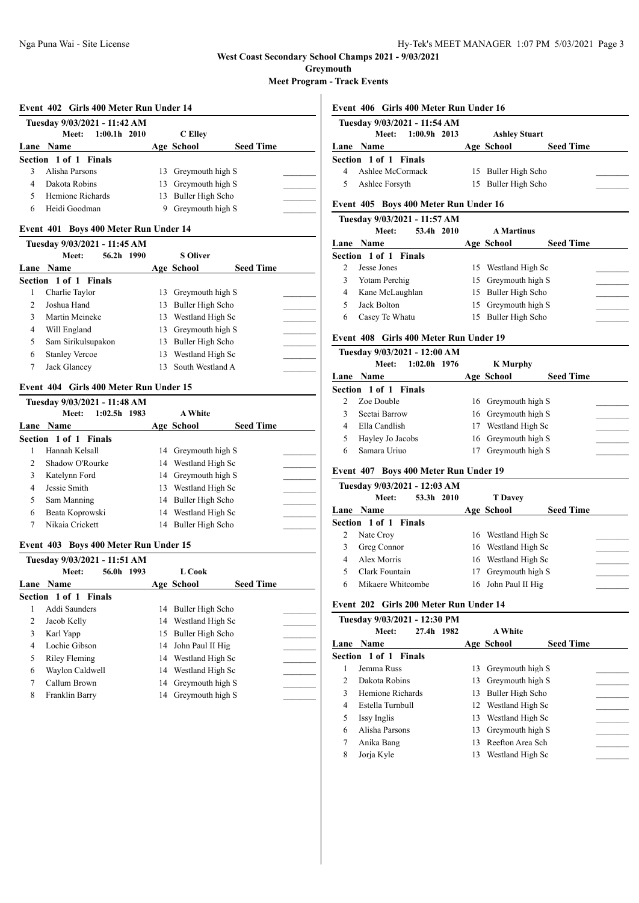# West Coast Secondary School Champs 2021 - 9/03/2021

## Greymouth

### Meet Program - Track Events

#### Event 402 Girls 400 Meter Run Under 14

Tuesday 9/03/2021 - 11:42 AM
Meet: 1:00.1h 2010 C Elley

| Lane | Name | Age | School | Seed Time |
|---|---|---|---|---|
| **Section 1 of 1 Finals** | | | | |
| 3 | Alisha Parsons | 13 | Greymouth high S | ________ |
| 4 | Dakota Robins | 13 | Greymouth high S | ________ |
| 5 | Hemione Richards | 13 | Buller High Scho | ________ |
| 6 | Heidi Goodman | 9 | Greymouth high S | ________ |

#### Event 401 Boys 400 Meter Run Under 14

Tuesday 9/03/2021 - 11:45 AM
Meet: 56.2h 1990 S Oliver

| Lane | Name | Age | School | Seed Time |
|---|---|---|---|---|
| **Section 1 of 1 Finals** | | | | |
| 1 | Charlie Taylor | 13 | Greymouth high S | ________ |
| 2 | Joshua Hand | 13 | Buller High Scho | ________ |
| 3 | Martin Meineke | 13 | Westland High Sc | ________ |
| 4 | Will England | 13 | Greymouth high S | ________ |
| 5 | Sam Sirikulsupakon | 13 | Buller High Scho | ________ |
| 6 | Stanley Vercoe | 13 | Westland High Sc | ________ |
| 7 | Jack Glancey | 13 | South Westland A | ________ |

#### Event 404 Girls 400 Meter Run Under 15

Tuesday 9/03/2021 - 11:48 AM
Meet: 1:02.5h 1983 A White

| Lane | Name | Age | School | Seed Time |
|---|---|---|---|---|
| **Section 1 of 1 Finals** | | | | |
| 1 | Hannah Kelsall | 14 | Greymouth high S | ________ |
| 2 | Shadow O'Rourke | 14 | Westland High Sc | ________ |
| 3 | Katelynn Ford | 14 | Greymouth high S | ________ |
| 4 | Jessie Smith | 13 | Westland High Sc | ________ |
| 5 | Sam Manning | 14 | Buller High Scho | ________ |
| 6 | Beata Koprowski | 14 | Westland High Sc | ________ |
| 7 | Nikaia Crickett | 14 | Buller High Scho | ________ |

#### Event 403 Boys 400 Meter Run Under 15

Tuesday 9/03/2021 - 11:51 AM
Meet: 56.0h 1993 L Cook

| Lane | Name | Age | School | Seed Time |
|---|---|---|---|---|
| **Section 1 of 1 Finals** | | | | |
| 1 | Addi Saunders | 14 | Buller High Scho | ________ |
| 2 | Jacob Kelly | 14 | Westland High Sc | ________ |
| 3 | Karl Yapp | 15 | Buller High Scho | ________ |
| 4 | Lochie Gibson | 14 | John Paul II Hig | ________ |
| 5 | Riley Fleming | 14 | Westland High Sc | ________ |
| 6 | Waylon Caldwell | 14 | Westland High Sc | ________ |
| 7 | Callum Brown | 14 | Greymouth high S | ________ |
| 8 | Franklin Barry | 14 | Greymouth high S | ________ |

#### Event 406 Girls 400 Meter Run Under 16

Tuesday 9/03/2021 - 11:54 AM
Meet: 1:00.9h 2013 Ashley Stuart

| Lane | Name | Age | School | Seed Time |
|---|---|---|---|---|
| **Section 1 of 1 Finals** | | | | |
| 4 | Ashlee McCormack | 15 | Buller High Scho | ________ |
| 5 | Ashlee Forsyth | 15 | Buller High Scho | ________ |

#### Event 405 Boys 400 Meter Run Under 16

Tuesday 9/03/2021 - 11:57 AM
Meet: 53.4h 2010 A Martinus

| Lane | Name | Age | School | Seed Time |
|---|---|---|---|---|
| **Section 1 of 1 Finals** | | | | |
| 2 | Jesse Jones | 15 | Westland High Sc | ________ |
| 3 | Yotam Perchig | 15 | Greymouth high S | ________ |
| 4 | Kane McLaughlan | 15 | Buller High Scho | ________ |
| 5 | Jack Bolton | 15 | Greymouth high S | ________ |
| 6 | Casey Te Whatu | 15 | Buller High Scho | ________ |

#### Event 408 Girls 400 Meter Run Under 19

Tuesday 9/03/2021 - 12:00 AM
Meet: 1:02.0h 1976 K Murphy

| Lane | Name | Age | School | Seed Time |
|---|---|---|---|---|
| **Section 1 of 1 Finals** | | | | |
| 2 | Zoe Double | 16 | Greymouth high S | ________ |
| 3 | Seetai Barrow | 16 | Greymouth high S | ________ |
| 4 | Ella Candlish | 17 | Westland High Sc | ________ |
| 5 | Hayley Jo Jacobs | 16 | Greymouth high S | ________ |
| 6 | Samara Uriuo | 17 | Greymouth high S | ________ |

#### Event 407 Boys 400 Meter Run Under 19

Tuesday 9/03/2021 - 12:03 AM
Meet: 53.3h 2010 T Davey

| Lane | Name | Age | School | Seed Time |
|---|---|---|---|---|
| **Section 1 of 1 Finals** | | | | |
| 2 | Nate Croy | 16 | Westland High Sc | ________ |
| 3 | Greg Connor | 16 | Westland High Sc | ________ |
| 4 | Alex Morris | 16 | Westland High Sc | ________ |
| 5 | Clark Fountain | 17 | Greymouth high S | ________ |
| 6 | Mikaere Whitcombe | 16 | John Paul II Hig | ________ |

#### Event 202 Girls 200 Meter Run Under 14

Tuesday 9/03/2021 - 12:30 PM
Meet: 27.4h 1982 A White

| Lane | Name | Age | School | Seed Time |
|---|---|---|---|---|
| **Section 1 of 1 Finals** | | | | |
| 1 | Jemma Russ | 13 | Greymouth high S | ________ |
| 2 | Dakota Robins | 13 | Greymouth high S | ________ |
| 3 | Hemione Richards | 13 | Buller High Scho | ________ |
| 4 | Estella Turnbull | 12 | Westland High Sc | ________ |
| 5 | Issy Inglis | 13 | Westland High Sc | ________ |
| 6 | Alisha Parsons | 13 | Greymouth high S | ________ |
| 7 | Anika Bang | 13 | Reefton Area Sch | ________ |
| 8 | Jorja Kyle | 13 | Westland High Sc | ________ |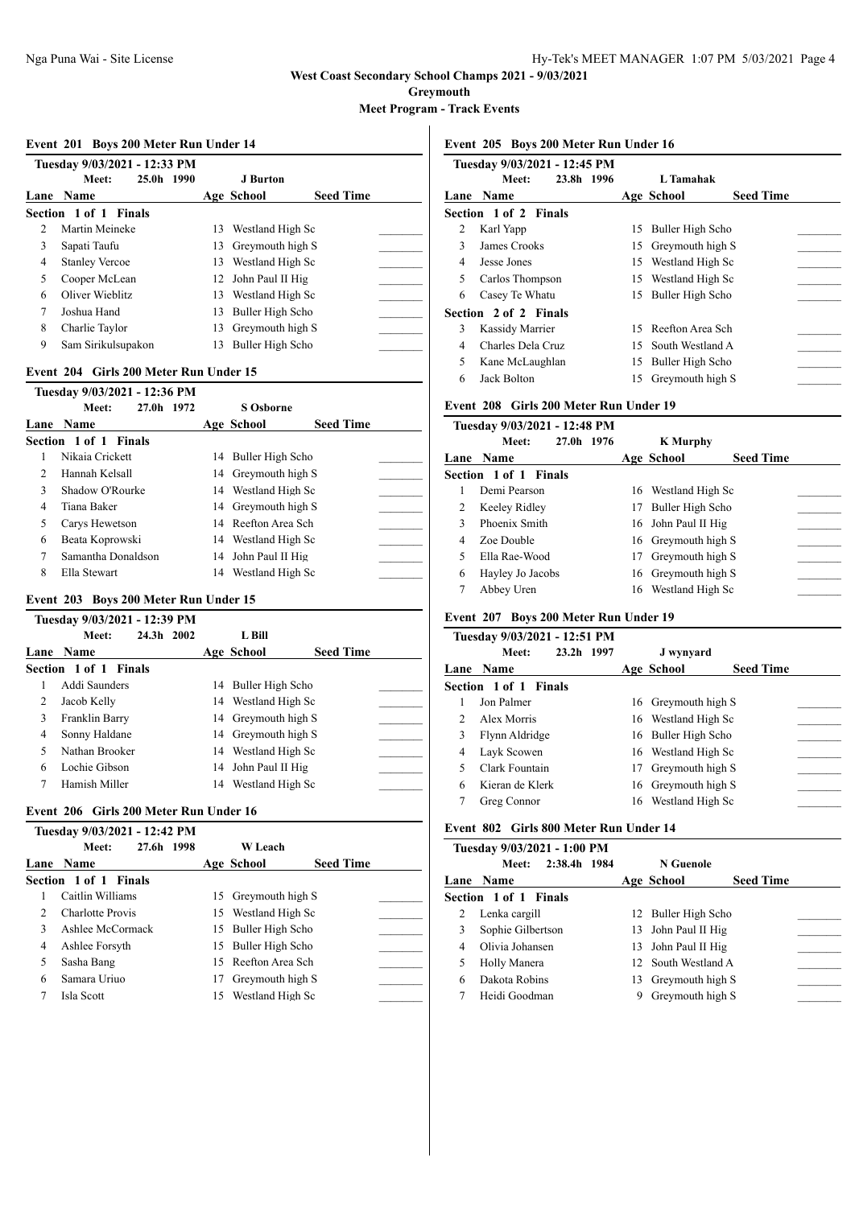**West Coast Secondary School Champs 2021 - 9/03/2021**

**Greymouth**

**Meet Program - Track Events**

### Event 201 Boys 200 Meter Run Under 14

Tuesday 9/03/2021 - 12:33 PM

Meet: 25.0h 1990 J Burton

| Lane | Name | Age | School | Seed Time |
|---|---|---|---|---|
| **Section 1 of 1 Finals** | | | | |
| 2 | Martin Meineke | 13 | Westland High Sc | _______ |
| 3 | Sapati Taufu | 13 | Greymouth high S | _______ |
| 4 | Stanley Vercoe | 13 | Westland High Sc | _______ |
| 5 | Cooper McLean | 12 | John Paul II Hig | _______ |
| 6 | Oliver Wieblitz | 13 | Westland High Sc | _______ |
| 7 | Joshua Hand | 13 | Buller High Scho | _______ |
| 8 | Charlie Taylor | 13 | Greymouth high S | _______ |
| 9 | Sam Sirikulsupakon | 13 | Buller High Scho | _______ |

### Event 204 Girls 200 Meter Run Under 15

Tuesday 9/03/2021 - 12:36 PM

Meet: 27.0h 1972 S Osborne

| Lane | Name | Age | School | Seed Time |
|---|---|---|---|---|
| **Section 1 of 1 Finals** | | | | |
| 1 | Nikaia Crickett | 14 | Buller High Scho | _______ |
| 2 | Hannah Kelsall | 14 | Greymouth high S | _______ |
| 3 | Shadow O'Rourke | 14 | Westland High Sc | _______ |
| 4 | Tiana Baker | 14 | Greymouth high S | _______ |
| 5 | Carys Hewetson | 14 | Reefton Area Sch | _______ |
| 6 | Beata Koprowski | 14 | Westland High Sc | _______ |
| 7 | Samantha Donaldson | 14 | John Paul II Hig | _______ |
| 8 | Ella Stewart | 14 | Westland High Sc | _______ |

### Event 203 Boys 200 Meter Run Under 15

Tuesday 9/03/2021 - 12:39 PM

Meet: 24.3h 2002 L Bill

| Lane | Name | Age | School | Seed Time |
|---|---|---|---|---|
| **Section 1 of 1 Finals** | | | | |
| 1 | Addi Saunders | 14 | Buller High Scho | _______ |
| 2 | Jacob Kelly | 14 | Westland High Sc | _______ |
| 3 | Franklin Barry | 14 | Greymouth high S | _______ |
| 4 | Sonny Haldane | 14 | Greymouth high S | _______ |
| 5 | Nathan Brooker | 14 | Westland High Sc | _______ |
| 6 | Lochie Gibson | 14 | John Paul II Hig | _______ |
| 7 | Hamish Miller | 14 | Westland High Sc | _______ |

### Event 206 Girls 200 Meter Run Under 16

Tuesday 9/03/2021 - 12:42 PM

Meet: 27.6h 1998 W Leach

| Lane | Name | Age | School | Seed Time |
|---|---|---|---|---|
| **Section 1 of 1 Finals** | | | | |
| 1 | Caitlin Williams | 15 | Greymouth high S | _______ |
| 2 | Charlotte Provis | 15 | Westland High Sc | _______ |
| 3 | Ashlee McCormack | 15 | Buller High Scho | _______ |
| 4 | Ashlee Forsyth | 15 | Buller High Scho | _______ |
| 5 | Sasha Bang | 15 | Reefton Area Sch | _______ |
| 6 | Samara Uriuo | 17 | Greymouth high S | _______ |
| 7 | Isla Scott | 15 | Westland High Sc | _______ |

### Event 205 Boys 200 Meter Run Under 16

Tuesday 9/03/2021 - 12:45 PM

Meet: 23.8h 1996 L Tamahak

| Lane | Name | Age | School | Seed Time |
|---|---|---|---|---|
| **Section 1 of 2 Finals** | | | | |
| 2 | Karl Yapp | 15 | Buller High Scho | _______ |
| 3 | James Crooks | 15 | Greymouth high S | _______ |
| 4 | Jesse Jones | 15 | Westland High Sc | _______ |
| 5 | Carlos Thompson | 15 | Westland High Sc | _______ |
| 6 | Casey Te Whatu | 15 | Buller High Scho | _______ |
| **Section 2 of 2 Finals** | | | | |
| 3 | Kassidy Marrier | 15 | Reefton Area Sch | _______ |
| 4 | Charles Dela Cruz | 15 | South Westland A | _______ |
| 5 | Kane McLaughlan | 15 | Buller High Scho | _______ |
| 6 | Jack Bolton | 15 | Greymouth high S | _______ |

### Event 208 Girls 200 Meter Run Under 19

Tuesday 9/03/2021 - 12:48 PM

Meet: 27.0h 1976 K Murphy

| Lane | Name | Age | School | Seed Time |
|---|---|---|---|---|
| **Section 1 of 1 Finals** | | | | |
| 1 | Demi Pearson | 16 | Westland High Sc | _______ |
| 2 | Keeley Ridley | 17 | Buller High Scho | _______ |
| 3 | Phoenix Smith | 16 | John Paul II Hig | _______ |
| 4 | Zoe Double | 16 | Greymouth high S | _______ |
| 5 | Ella Rae-Wood | 17 | Greymouth high S | _______ |
| 6 | Hayley Jo Jacobs | 16 | Greymouth high S | _______ |
| 7 | Abbey Uren | 16 | Westland High Sc | _______ |

### Event 207 Boys 200 Meter Run Under 19

Tuesday 9/03/2021 - 12:51 PM

Meet: 23.2h 1997 J wynyard

| Lane | Name | Age | School | Seed Time |
|---|---|---|---|---|
| **Section 1 of 1 Finals** | | | | |
| 1 | Jon Palmer | 16 | Greymouth high S | _______ |
| 2 | Alex Morris | 16 | Westland High Sc | _______ |
| 3 | Flynn Aldridge | 16 | Buller High Scho | _______ |
| 4 | Layk Scowen | 16 | Westland High Sc | _______ |
| 5 | Clark Fountain | 17 | Greymouth high S | _______ |
| 6 | Kieran de Klerk | 16 | Greymouth high S | _______ |
| 7 | Greg Connor | 16 | Westland High Sc | _______ |

### Event 802 Girls 800 Meter Run Under 14

Tuesday 9/03/2021 - 1:00 PM

Meet: 2:38.4h 1984 N Guenole

| Lane | Name | Age | School | Seed Time |
|---|---|---|---|---|
| **Section 1 of 1 Finals** | | | | |
| 2 | Lenka cargill | 12 | Buller High Scho | _______ |
| 3 | Sophie Gilbertson | 13 | John Paul II Hig | _______ |
| 4 | Olivia Johansen | 13 | John Paul II Hig | _______ |
| 5 | Holly Manera | 12 | South Westland A | _______ |
| 6 | Dakota Robins | 13 | Greymouth high S | _______ |
| 7 | Heidi Goodman | 9 | Greymouth high S | _______ |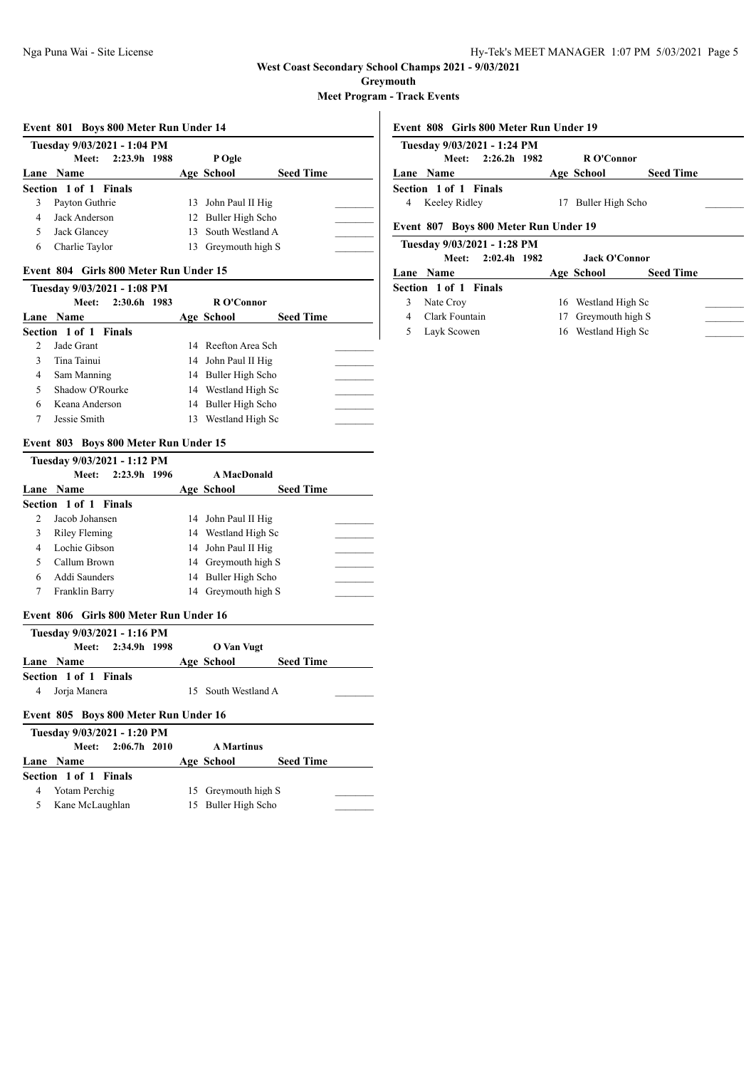# West Coast Secondary School Champs 2021 - 9/03/2021

**Greymouth**

**Meet Program - Track Events**

## Event 801 Boys 800 Meter Run Under 14

**Tuesday 9/03/2021 - 1:04 PM**

**Meet: 2:23.9h 1988 P Ogle**

| Lane | Name | Age | School | Seed Time |
|---|---|---|---|---|
| **Section 1 of 1 Finals** | | | | |
| 3 | Payton Guthrie | 13 | John Paul II Hig | ________ |
| 4 | Jack Anderson | 12 | Buller High Scho | ________ |
| 5 | Jack Glancey | 13 | South Westland A | ________ |
| 6 | Charlie Taylor | 13 | Greymouth high S | ________ |

## Event 804 Girls 800 Meter Run Under 15

**Tuesday 9/03/2021 - 1:08 PM**

**Meet: 2:30.6h 1983 R O'Connor**

| Lane | Name | Age | School | Seed Time |
|---|---|---|---|---|
| **Section 1 of 1 Finals** | | | | |
| 2 | Jade Grant | 14 | Reefton Area Sch | ________ |
| 3 | Tina Tainui | 14 | John Paul II Hig | ________ |
| 4 | Sam Manning | 14 | Buller High Scho | ________ |
| 5 | Shadow O'Rourke | 14 | Westland High Sc | ________ |
| 6 | Keana Anderson | 14 | Buller High Scho | ________ |
| 7 | Jessie Smith | 13 | Westland High Sc | ________ |

## Event 803 Boys 800 Meter Run Under 15

**Tuesday 9/03/2021 - 1:12 PM**

**Meet: 2:23.9h 1996 A MacDonald**

| Lane | Name | Age | School | Seed Time |
|---|---|---|---|---|
| **Section 1 of 1 Finals** | | | | |
| 2 | Jacob Johansen | 14 | John Paul II Hig | ________ |
| 3 | Riley Fleming | 14 | Westland High Sc | ________ |
| 4 | Lochie Gibson | 14 | John Paul II Hig | ________ |
| 5 | Callum Brown | 14 | Greymouth high S | ________ |
| 6 | Addi Saunders | 14 | Buller High Scho | ________ |
| 7 | Franklin Barry | 14 | Greymouth high S | ________ |

## Event 806 Girls 800 Meter Run Under 16

**Tuesday 9/03/2021 - 1:16 PM**

**Meet: 2:34.9h 1998 O Van Vugt**

| Lane | Name | Age | School | Seed Time |
|---|---|---|---|---|
| **Section 1 of 1 Finals** | | | | |
| 4 | Jorja Manera | 15 | South Westland A | ________ |

## Event 805 Boys 800 Meter Run Under 16

**Tuesday 9/03/2021 - 1:20 PM**

**Meet: 2:06.7h 2010 A Martinus**

| Lane | Name | Age | School | Seed Time |
|---|---|---|---|---|
| **Section 1 of 1 Finals** | | | | |
| 4 | Yotam Perchig | 15 | Greymouth high S | ________ |
| 5 | Kane McLaughlan | 15 | Buller High Scho | ________ |

## Event 808 Girls 800 Meter Run Under 19

**Tuesday 9/03/2021 - 1:24 PM**

**Meet: 2:26.2h 1982 R O'Connor**

| Lane | Name | Age | School | Seed Time |
|---|---|---|---|---|
| **Section 1 of 1 Finals** | | | | |
| 4 | Keeley Ridley | 17 | Buller High Scho | ________ |

## Event 807 Boys 800 Meter Run Under 19

**Tuesday 9/03/2021 - 1:28 PM**

**Meet: 2:02.4h 1982 Jack O'Connor**

| Lane | Name | Age | School | Seed Time |
|---|---|---|---|---|
| **Section 1 of 1 Finals** | | | | |
| 3 | Nate Croy | 16 | Westland High Sc | ________ |
| 4 | Clark Fountain | 17 | Greymouth high S | ________ |
| 5 | Layk Scowen | 16 | Westland High Sc | ________ |